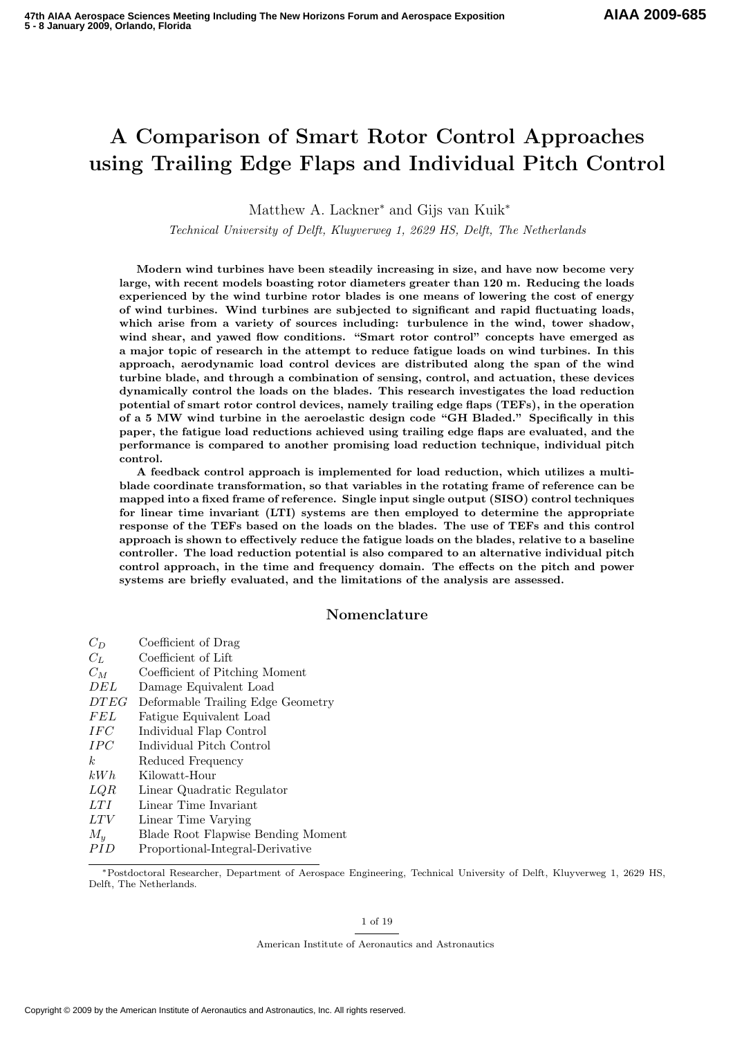# A Comparison of Smart Rotor Control Approaches using Trailing Edge Flaps and Individual Pitch Control

Matthew A. Lackner* and Gijs van Kuik*

*Technical University of Delft, Kluyverweg 1, 2629 HS, Delft, The Netherlands*

**Modern wind turbines have been steadily increasing in size, and have now become very large, with recent models boasting rotor diameters greater than 120 m. Reducing the loads experienced by the wind turbine rotor blades is one means of lowering the cost of energy of wind turbines. Wind turbines are subjected to significant and rapid fluctuating loads, which arise from a variety of sources including: turbulence in the wind, tower shadow, wind shear, and yawed flow conditions. "Smart rotor control" concepts have emerged as a major topic of research in the attempt to reduce fatigue loads on wind turbines. In this approach, aerodynamic load control devices are distributed along the span of the wind turbine blade, and through a combination of sensing, control, and actuation, these devices dynamically control the loads on the blades. This research investigates the load reduction potential of smart rotor control devices, namely trailing edge flaps (TEFs), in the operation of a 5 MW wind turbine in the aeroelastic design code "GH Bladed." Specifically in this paper, the fatigue load reductions achieved using trailing edge flaps are evaluated, and the performance is compared to another promising load reduction technique, individual pitch control.**

**A feedback control approach is implemented for load reduction, which utilizes a multi-blade coordinate transformation, so that variables in the rotating frame of reference can be mapped into a fixed frame of reference. Single input single output (SISO) control techniques for linear time invariant (LTI) systems are then employed to determine the appropriate response of the TEFs based on the loads on the blades. The use of TEFs and this control approach is shown to effectively reduce the fatigue loads on the blades, relative to a baseline controller. The load reduction potential is also compared to an alternative individual pitch control approach, in the time and frequency domain. The effects on the pitch and power systems are briefly evaluated, and the limitations of the analysis are assessed.**

## Nomenclature

| | |
|---|---|
| $C_D$ | Coefficient of Drag |
| $C_L$ | Coefficient of Lift |
| $C_M$ | Coefficient of Pitching Moment |
| $DEL$ | Damage Equivalent Load |
| $DTEG$ | Deformable Trailing Edge Geometry |
| $FEL$ | Fatigue Equivalent Load |
| $IFC$ | Individual Flap Control |
| $IPC$ | Individual Pitch Control |
| $k$ | Reduced Frequency |
| $kWh$ | Kilowatt-Hour |
| $LQR$ | Linear Quadratic Regulator |
| $LTI$ | Linear Time Invariant |
| $LTV$ | Linear Time Varying |
| $M_y$ | Blade Root Flapwise Bending Moment |
| $PID$ | Proportional-Integral-Derivative |

*Postdoctoral Researcher, Department of Aerospace Engineering, Technical University of Delft, Kluyverweg 1, 2629 HS, Delft, The Netherlands.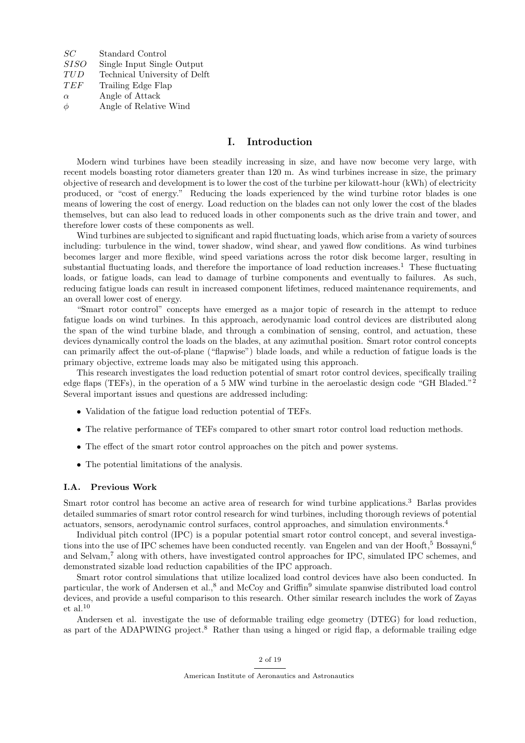| | |
|---|---|
| $SC$ | Standard Control |
| $SISO$ | Single Input Single Output |
| $TUD$ | Technical University of Delft |
| $TEF$ | Trailing Edge Flap |
| $\alpha$ | Angle of Attack |
| $\phi$ | Angle of Relative Wind |

# I. Introduction

Modern wind turbines have been steadily increasing in size, and have now become very large, with recent models boasting rotor diameters greater than 120 m. As wind turbines increase in size, the primary objective of research and development is to lower the cost of the turbine per kilowatt-hour (kWh) of electricity produced, or "cost of energy." Reducing the loads experienced by the wind turbine rotor blades is one means of lowering the cost of energy. Load reduction on the blades can not only lower the cost of the blades themselves, but can also lead to reduced loads in other components such as the drive train and tower, and therefore lower costs of these components as well.

Wind turbines are subjected to significant and rapid fluctuating loads, which arise from a variety of sources including: turbulence in the wind, tower shadow, wind shear, and yawed flow conditions. As wind turbines becomes larger and more flexible, wind speed variations across the rotor disk become larger, resulting in substantial fluctuating loads, and therefore the importance of load reduction increases.[1] These fluctuating loads, or fatigue loads, can lead to damage of turbine components and eventually to failures. As such, reducing fatigue loads can result in increased component lifetimes, reduced maintenance requirements, and an overall lower cost of energy.

"Smart rotor control" concepts have emerged as a major topic of research in the attempt to reduce fatigue loads on wind turbines. In this approach, aerodynamic load control devices are distributed along the span of the wind turbine blade, and through a combination of sensing, control, and actuation, these devices dynamically control the loads on the blades, at any azimuthal position. Smart rotor control concepts can primarily affect the out-of-plane ("flapwise") blade loads, and while a reduction of fatigue loads is the primary objective, extreme loads may also be mitigated using this approach.

This research investigates the load reduction potential of smart rotor control devices, specifically trailing edge flaps (TEFs), in the operation of a 5 MW wind turbine in the aeroelastic design code "GH Bladed."[2] Several important issues and questions are addressed including:

- Validation of the fatigue load reduction potential of TEFs.
- The relative performance of TEFs compared to other smart rotor control load reduction methods.
- The effect of the smart rotor control approaches on the pitch and power systems.
- The potential limitations of the analysis.

## I.A. Previous Work

Smart rotor control has become an active area of research for wind turbine applications.[3] Barlas provides detailed summaries of smart rotor control research for wind turbines, including thorough reviews of potential actuators, sensors, aerodynamic control surfaces, control approaches, and simulation environments.[4]

Individual pitch control (IPC) is a popular potential smart rotor control concept, and several investigations into the use of IPC schemes have been conducted recently. van Engelen and van der Hooft,[5] Bossayni,[6] and Selvam,[7] along with others, have investigated control approaches for IPC, simulated IPC schemes, and demonstrated sizable load reduction capabilities of the IPC approach.

Smart rotor control simulations that utilize localized load control devices have also been conducted. In particular, the work of Andersen et al.,[8] and McCoy and Griffin[9] simulate spanwise distributed load control devices, and provide a useful comparison to this research. Other similar research includes the work of Zayas et al.[10]

Andersen et al. investigate the use of deformable trailing edge geometry (DTEG) for load reduction, as part of the ADAPWING project.[8] Rather than using a hinged or rigid flap, a deformable trailing edge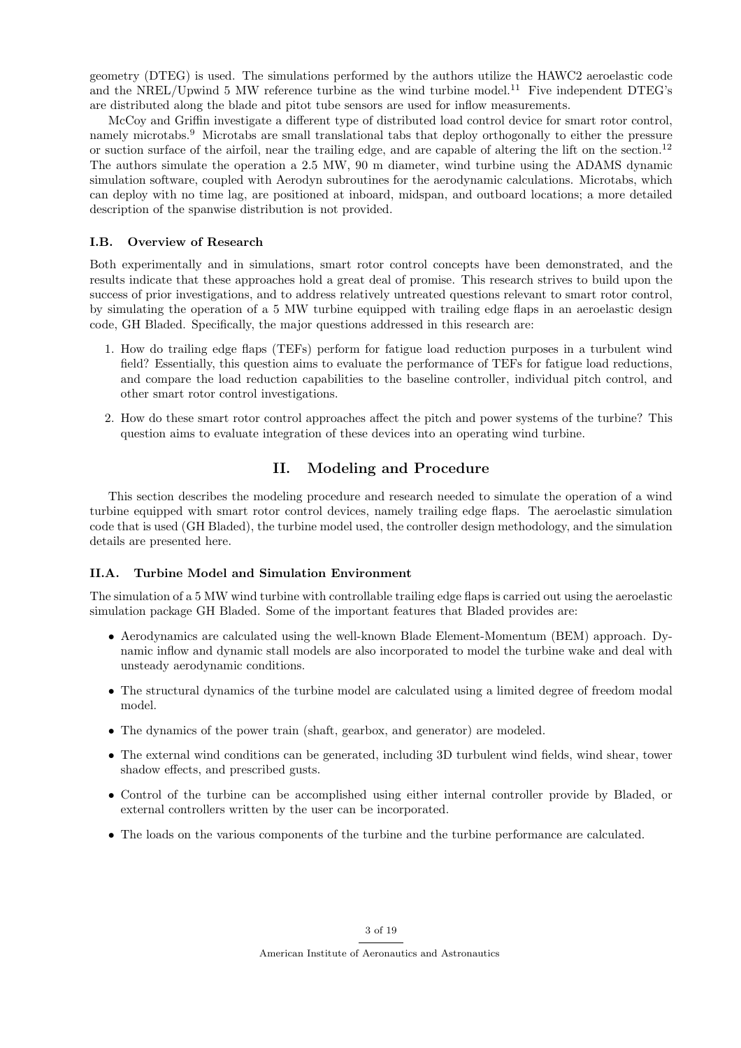geometry (DTEG) is used. The simulations performed by the authors utilize the HAWC2 aeroelastic code and the NREL/Upwind 5 MW reference turbine as the wind turbine model.[11] Five independent DTEG's are distributed along the blade and pitot tube sensors are used for inflow measurements.

McCoy and Griffin investigate a different type of distributed load control device for smart rotor control, namely microtabs.[9] Microtabs are small translational tabs that deploy orthogonally to either the pressure or suction surface of the airfoil, near the trailing edge, and are capable of altering the lift on the section.[12] The authors simulate the operation a 2.5 MW, 90 m diameter, wind turbine using the ADAMS dynamic simulation software, coupled with Aerodyn subroutines for the aerodynamic calculations. Microtabs, which can deploy with no time lag, are positioned at inboard, midspan, and outboard locations; a more detailed description of the spanwise distribution is not provided.

### I.B. Overview of Research

Both experimentally and in simulations, smart rotor control concepts have been demonstrated, and the results indicate that these approaches hold a great deal of promise. This research strives to build upon the success of prior investigations, and to address relatively untreated questions relevant to smart rotor control, by simulating the operation of a 5 MW turbine equipped with trailing edge flaps in an aeroelastic design code, GH Bladed. Specifically, the major questions addressed in this research are:

1. How do trailing edge flaps (TEFs) perform for fatigue load reduction purposes in a turbulent wind field? Essentially, this question aims to evaluate the performance of TEFs for fatigue load reductions, and compare the load reduction capabilities to the baseline controller, individual pitch control, and other smart rotor control investigations.
2. How do these smart rotor control approaches affect the pitch and power systems of the turbine? This question aims to evaluate integration of these devices into an operating wind turbine.

## II. Modeling and Procedure

This section describes the modeling procedure and research needed to simulate the operation of a wind turbine equipped with smart rotor control devices, namely trailing edge flaps. The aeroelastic simulation code that is used (GH Bladed), the turbine model used, the controller design methodology, and the simulation details are presented here.

### II.A. Turbine Model and Simulation Environment

The simulation of a 5 MW wind turbine with controllable trailing edge flaps is carried out using the aeroelastic simulation package GH Bladed. Some of the important features that Bladed provides are:

- Aerodynamics are calculated using the well-known Blade Element-Momentum (BEM) approach. Dynamic inflow and dynamic stall models are also incorporated to model the turbine wake and deal with unsteady aerodynamic conditions.
- The structural dynamics of the turbine model are calculated using a limited degree of freedom modal model.
- The dynamics of the power train (shaft, gearbox, and generator) are modeled.
- The external wind conditions can be generated, including 3D turbulent wind fields, wind shear, tower shadow effects, and prescribed gusts.
- Control of the turbine can be accomplished using either internal controller provide by Bladed, or external controllers written by the user can be incorporated.
- The loads on the various components of the turbine and the turbine performance are calculated.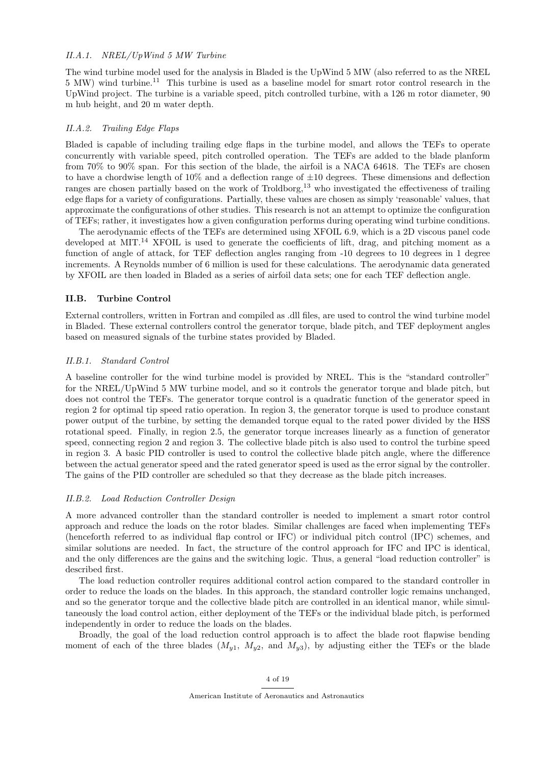#### II.A.1. NREL/UpWind 5 MW Turbine

The wind turbine model used for the analysis in Bladed is the UpWind 5 MW (also referred to as the NREL 5 MW) wind turbine.[11] This turbine is used as a baseline model for smart rotor control research in the UpWind project. The turbine is a variable speed, pitch controlled turbine, with a 126 m rotor diameter, 90 m hub height, and 20 m water depth.

#### II.A.2. Trailing Edge Flaps

Bladed is capable of including trailing edge flaps in the turbine model, and allows the TEFs to operate concurrently with variable speed, pitch controlled operation. The TEFs are added to the blade planform from 70% to 90% span. For this section of the blade, the airfoil is a NACA 64618. The TEFs are chosen to have a chordwise length of 10% and a deflection range of ±10 degrees. These dimensions and deflection ranges are chosen partially based on the work of Troldborg,[13] who investigated the effectiveness of trailing edge flaps for a variety of configurations. Partially, these values are chosen as simply 'reasonable' values, that approximate the configurations of other studies. This research is not an attempt to optimize the configuration of TEFs; rather, it investigates how a given configuration performs during operating wind turbine conditions.

The aerodynamic effects of the TEFs are determined using XFOIL 6.9, which is a 2D viscous panel code developed at MIT.[14] XFOIL is used to generate the coefficients of lift, drag, and pitching moment as a function of angle of attack, for TEF deflection angles ranging from -10 degrees to 10 degrees in 1 degree increments. A Reynolds number of 6 million is used for these calculations. The aerodynamic data generated by XFOIL are then loaded in Bladed as a series of airfoil data sets; one for each TEF deflection angle.

### II.B. Turbine Control

External controllers, written in Fortran and compiled as .dll files, are used to control the wind turbine model in Bladed. These external controllers control the generator torque, blade pitch, and TEF deployment angles based on measured signals of the turbine states provided by Bladed.

#### II.B.1. Standard Control

A baseline controller for the wind turbine model is provided by NREL. This is the "standard controller" for the NREL/UpWind 5 MW turbine model, and so it controls the generator torque and blade pitch, but does not control the TEFs. The generator torque control is a quadratic function of the generator speed in region 2 for optimal tip speed ratio operation. In region 3, the generator torque is used to produce constant power output of the turbine, by setting the demanded torque equal to the rated power divided by the HSS rotational speed. Finally, in region 2.5, the generator torque increases linearly as a function of generator speed, connecting region 2 and region 3. The collective blade pitch is also used to control the turbine speed in region 3. A basic PID controller is used to control the collective blade pitch angle, where the difference between the actual generator speed and the rated generator speed is used as the error signal by the controller. The gains of the PID controller are scheduled so that they decrease as the blade pitch increases.

#### II.B.2. Load Reduction Controller Design

A more advanced controller than the standard controller is needed to implement a smart rotor control approach and reduce the loads on the rotor blades. Similar challenges are faced when implementing TEFs (henceforth referred to as individual flap control or IFC) or individual pitch control (IPC) schemes, and similar solutions are needed. In fact, the structure of the control approach for IFC and IPC is identical, and the only differences are the gains and the switching logic. Thus, a general "load reduction controller" is described first.

The load reduction controller requires additional control action compared to the standard controller in order to reduce the loads on the blades. In this approach, the standard controller logic remains unchanged, and so the generator torque and the collective blade pitch are controlled in an identical manor, while simultaneously the load control action, either deployment of the TEFs or the individual blade pitch, is performed independently in order to reduce the loads on the blades.

Broadly, the goal of the load reduction control approach is to affect the blade root flapwise bending moment of each of the three blades ($M_{y1}$, $M_{y2}$, and $M_{y3}$), by adjusting either the TEFs or the blade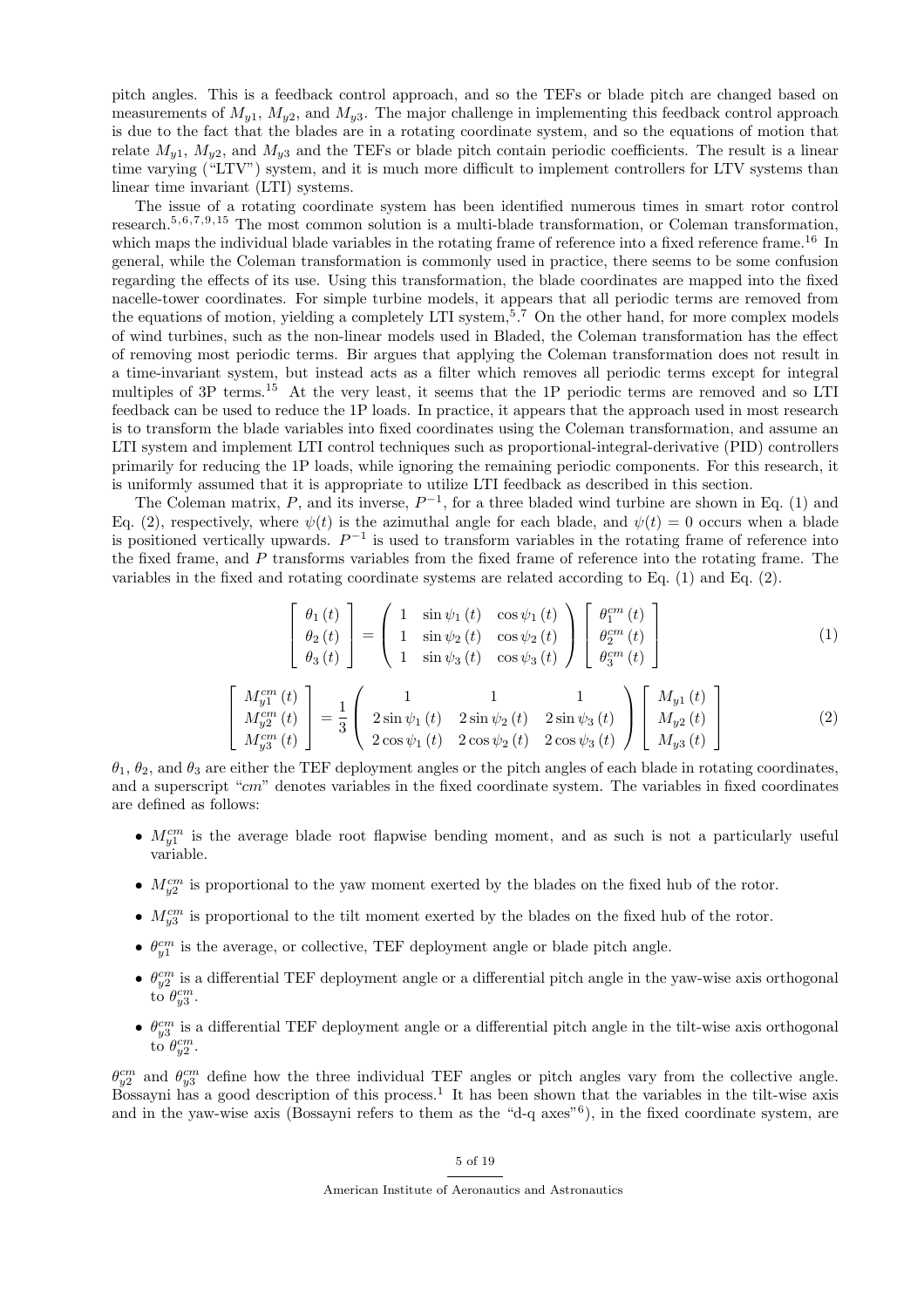pitch angles. This is a feedback control approach, and so the TEFs or blade pitch are changed based on measurements of $M_{y1}$, $M_{y2}$, and $M_{y3}$. The major challenge in implementing this feedback control approach is due to the fact that the blades are in a rotating coordinate system, and so the equations of motion that relate $M_{y1}$, $M_{y2}$, and $M_{y3}$ and the TEFs or blade pitch contain periodic coefficients. The result is a linear time varying ("LTV") system, and it is much more difficult to implement controllers for LTV systems than linear time invariant (LTI) systems.

The issue of a rotating coordinate system has been identified numerous times in smart rotor control research.[5,6,7,9,15] The most common solution is a multi-blade transformation, or Coleman transformation, which maps the individual blade variables in the rotating frame of reference into a fixed reference frame.[16] In general, while the Coleman transformation is commonly used in practice, there seems to be some confusion regarding the effects of its use. Using this transformation, the blade coordinates are mapped into the fixed nacelle-tower coordinates. For simple turbine models, it appears that all periodic terms are removed from the equations of motion, yielding a completely LTI system,[5].[7] On the other hand, for more complex models of wind turbines, such as the non-linear models used in Bladed, the Coleman transformation has the effect of removing most periodic terms. Bir argues that applying the Coleman transformation does not result in a time-invariant system, but instead acts as a filter which removes all periodic terms except for integral multiples of 3P terms.[15] At the very least, it seems that the 1P periodic terms are removed and so LTI feedback can be used to reduce the 1P loads. In practice, it appears that the approach used in most research is to transform the blade variables into fixed coordinates using the Coleman transformation, and assume an LTI system and implement LTI control techniques such as proportional-integral-derivative (PID) controllers primarily for reducing the 1P loads, while ignoring the remaining periodic components. For this research, it is uniformly assumed that it is appropriate to utilize LTI feedback as described in this section.

The Coleman matrix, $P$, and its inverse, $P^{-1}$, for a three bladed wind turbine are shown in Eq. (1) and Eq. (2), respectively, where $\psi(t)$ is the azimuthal angle for each blade, and $\psi(t) = 0$ occurs when a blade is positioned vertically upwards. $P^{-1}$ is used to transform variables in the rotating frame of reference into the fixed frame, and $P$ transforms variables from the fixed frame of reference into the rotating frame. The variables in the fixed and rotating coordinate systems are related according to Eq. (1) and Eq. (2).

$$\begin{bmatrix} \theta_1(t) \\ \theta_2(t) \\ \theta_3(t) \end{bmatrix} = \begin{pmatrix} 1 & \sin\psi_1(t) & \cos\psi_1(t) \\ 1 & \sin\psi_2(t) & \cos\psi_2(t) \\ 1 & \sin\psi_3(t) & \cos\psi_3(t) \end{pmatrix} \begin{bmatrix} \theta_1^{cm}(t) \\ \theta_2^{cm}(t) \\ \theta_3^{cm}(t) \end{bmatrix} \tag{1}$$

$$\begin{bmatrix} M_{y1}^{cm}(t) \\ M_{y2}^{cm}(t) \\ M_{y3}^{cm}(t) \end{bmatrix} = \frac{1}{3} \begin{pmatrix} 1 & 1 & 1 \\ 2\sin\psi_1(t) & 2\sin\psi_2(t) & 2\sin\psi_3(t) \\ 2\cos\psi_1(t) & 2\cos\psi_2(t) & 2\cos\psi_3(t) \end{pmatrix} \begin{bmatrix} M_{y1}(t) \\ M_{y2}(t) \\ M_{y3}(t) \end{bmatrix} \tag{2}$$

$\theta_1$, $\theta_2$, and $\theta_3$ are either the TEF deployment angles or the pitch angles of each blade in rotating coordinates, and a superscript "$cm$" denotes variables in the fixed coordinate system. The variables in fixed coordinates are defined as follows:

- $M_{y1}^{cm}$ is the average blade root flapwise bending moment, and as such is not a particularly useful variable.
- $M_{y2}^{cm}$ is proportional to the yaw moment exerted by the blades on the fixed hub of the rotor.
- $M_{y3}^{cm}$ is proportional to the tilt moment exerted by the blades on the fixed hub of the rotor.
- $\theta_{y1}^{cm}$ is the average, or collective, TEF deployment angle or blade pitch angle.
- $\theta_{y2}^{cm}$ is a differential TEF deployment angle or a differential pitch angle in the yaw-wise axis orthogonal to $\theta_{y3}^{cm}$.
- $\theta_{y3}^{cm}$ is a differential TEF deployment angle or a differential pitch angle in the tilt-wise axis orthogonal to $\theta_{y2}^{cm}$.

$\theta_{y2}^{cm}$ and $\theta_{y3}^{cm}$ define how the three individual TEF angles or pitch angles vary from the collective angle. Bossayni has a good description of this process.[1] It has been shown that the variables in the tilt-wise axis and in the yaw-wise axis (Bossayni refers to them as the "d-q axes"[6]), in the fixed coordinate system, are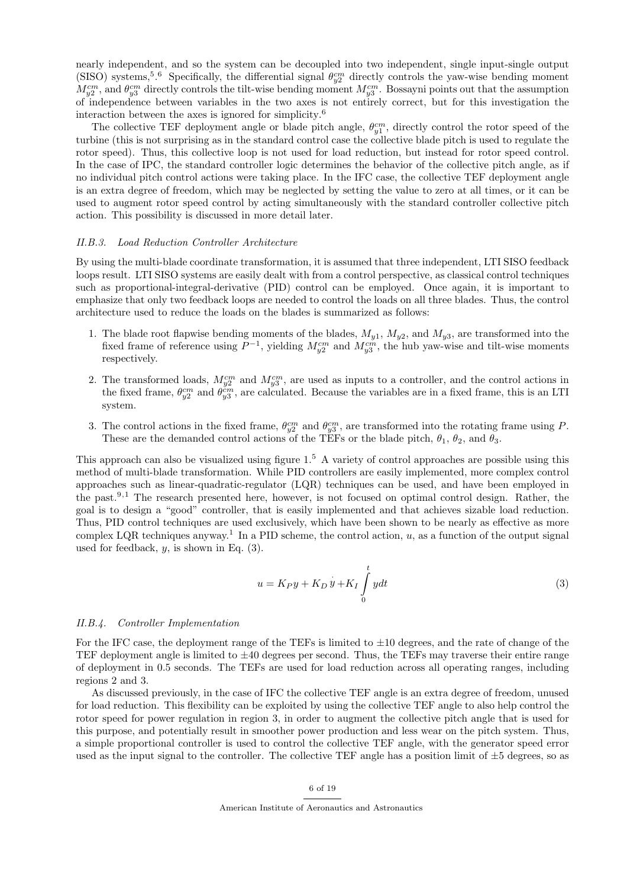nearly independent, and so the system can be decoupled into two independent, single input-single output (SISO) systems,[5].[6] Specifically, the differential signal $\theta_{y2}^{cm}$ directly controls the yaw-wise bending moment $M_{y2}^{cm}$, and $\theta_{y3}^{cm}$ directly controls the tilt-wise bending moment $M_{y3}^{cm}$. Bossayni points out that the assumption of independence between variables in the two axes is not entirely correct, but for this investigation the interaction between the axes is ignored for simplicity.[6]

The collective TEF deployment angle or blade pitch angle, $\theta_{y1}^{cm}$, directly control the rotor speed of the turbine (this is not surprising as in the standard control case the collective blade pitch is used to regulate the rotor speed). Thus, this collective loop is not used for load reduction, but instead for rotor speed control. In the case of IPC, the standard controller logic determines the behavior of the collective pitch angle, as if no individual pitch control actions were taking place. In the IFC case, the collective TEF deployment angle is an extra degree of freedom, which may be neglected by setting the value to zero at all times, or it can be used to augment rotor speed control by acting simultaneously with the standard controller collective pitch action. This possibility is discussed in more detail later.

### II.B.3. Load Reduction Controller Architecture

By using the multi-blade coordinate transformation, it is assumed that three independent, LTI SISO feedback loops result. LTI SISO systems are easily dealt with from a control perspective, as classical control techniques such as proportional-integral-derivative (PID) control can be employed. Once again, it is important to emphasize that only two feedback loops are needed to control the loads on all three blades. Thus, the control architecture used to reduce the loads on the blades is summarized as follows:

1. The blade root flapwise bending moments of the blades, $M_{y1}$, $M_{y2}$, and $M_{y3}$, are transformed into the fixed frame of reference using $P^{-1}$, yielding $M_{y2}^{cm}$ and $M_{y3}^{cm}$, the hub yaw-wise and tilt-wise moments respectively.
2. The transformed loads, $M_{y2}^{cm}$ and $M_{y3}^{cm}$, are used as inputs to a controller, and the control actions in the fixed frame, $\theta_{y2}^{cm}$ and $\theta_{y3}^{cm}$, are calculated. Because the variables are in a fixed frame, this is an LTI system.
3. The control actions in the fixed frame, $\theta_{y2}^{cm}$ and $\theta_{y3}^{cm}$, are transformed into the rotating frame using $P$. These are the demanded control actions of the TEFs or the blade pitch, $\theta_1$, $\theta_2$, and $\theta_3$.

This approach can also be visualized using figure 1.[5] A variety of control approaches are possible using this method of multi-blade transformation. While PID controllers are easily implemented, more complex control approaches such as linear-quadratic-regulator (LQR) techniques can be used, and have been employed in the past.[9,1] The research presented here, however, is not focused on optimal control design. Rather, the goal is to design a "good" controller, that is easily implemented and that achieves sizable load reduction. Thus, PID control techniques are used exclusively, which have been shown to be nearly as effective as more complex LQR techniques anyway.[1] In a PID scheme, the control action, $u$, as a function of the output signal used for feedback, $y$, is shown in Eq. (3).

$$u = K_P y + K_D \dot{y} + K_I \int_0^t y dt \tag{3}$$

### II.B.4. Controller Implementation

For the IFC case, the deployment range of the TEFs is limited to ±10 degrees, and the rate of change of the TEF deployment angle is limited to ±40 degrees per second. Thus, the TEFs may traverse their entire range of deployment in 0.5 seconds. The TEFs are used for load reduction across all operating ranges, including regions 2 and 3.

As discussed previously, in the case of IFC the collective TEF angle is an extra degree of freedom, unused for load reduction. This flexibility can be exploited by using the collective TEF angle to also help control the rotor speed for power regulation in region 3, in order to augment the collective pitch angle that is used for this purpose, and potentially result in smoother power production and less wear on the pitch system. Thus, a simple proportional controller is used to control the collective TEF angle, with the generator speed error used as the input signal to the controller. The collective TEF angle has a position limit of ±5 degrees, so as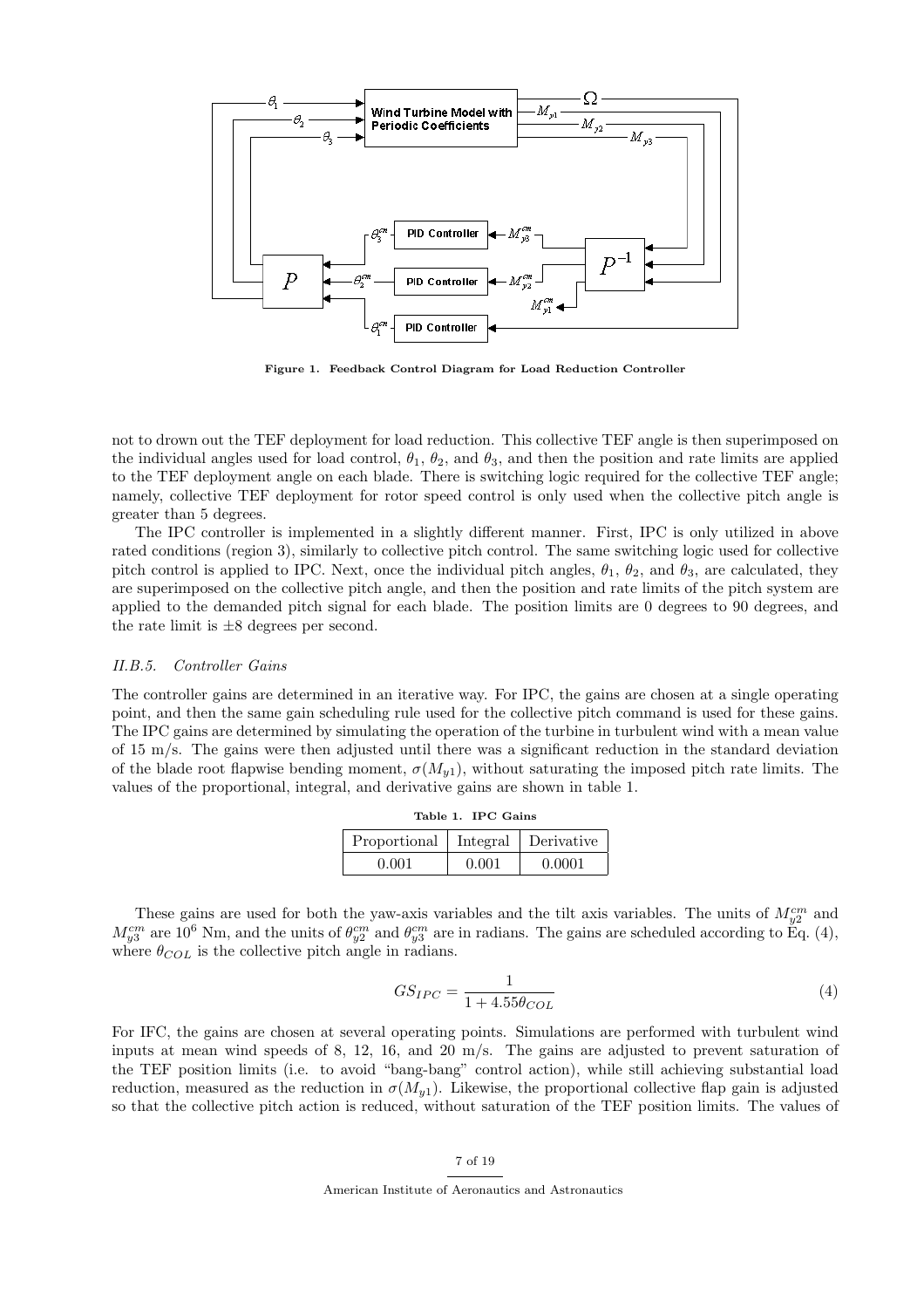**Figure 1. Feedback Control Diagram for Load Reduction Controller**

not to drown out the TEF deployment for load reduction. This collective TEF angle is then superimposed on the individual angles used for load control, $\theta_1$, $\theta_2$, and $\theta_3$, and then the position and rate limits are applied to the TEF deployment angle on each blade. There is switching logic required for the collective TEF angle; namely, collective TEF deployment for rotor speed control is only used when the collective pitch angle is greater than 5 degrees.

The IPC controller is implemented in a slightly different manner. First, IPC is only utilized in above rated conditions (region 3), similarly to collective pitch control. The same switching logic used for collective pitch control is applied to IPC. Next, once the individual pitch angles, $\theta_1$, $\theta_2$, and $\theta_3$, are calculated, they are superimposed on the collective pitch angle, and then the position and rate limits of the pitch system are applied to the demanded pitch signal for each blade. The position limits are 0 degrees to 90 degrees, and the rate limit is $\pm 8$ degrees per second.

#### *II.B.5. Controller Gains*

The controller gains are determined in an iterative way. For IPC, the gains are chosen at a single operating point, and then the same gain scheduling rule used for the collective pitch command is used for these gains. The IPC gains are determined by simulating the operation of the turbine in turbulent wind with a mean value of 15 m/s. The gains were then adjusted until there was a significant reduction in the standard deviation of the blade root flapwise bending moment, $\sigma(M_{y1})$, without saturating the imposed pitch rate limits. The values of the proportional, integral, and derivative gains are shown in table 1.

**Table 1. IPC Gains**

| Proportional | Integral | Derivative |
|---|---|---|
| 0.001 | 0.001 | 0.0001 |

These gains are used for both the yaw-axis variables and the tilt axis variables. The units of $M_{y2}^{cm}$ and $M_{y3}^{cm}$ are $10^6$ Nm, and the units of $\theta_{y2}^{cm}$ and $\theta_{y3}^{cm}$ are in radians. The gains are scheduled according to Eq. (4), where $\theta_{COL}$ is the collective pitch angle in radians.

$$GS_{IPC} = \frac{1}{1 + 4.55\theta_{COL}} \tag{4}$$

For IFC, the gains are chosen at several operating points. Simulations are performed with turbulent wind inputs at mean wind speeds of 8, 12, 16, and 20 m/s. The gains are adjusted to prevent saturation of the TEF position limits (i.e. to avoid "bang-bang" control action), while still achieving substantial load reduction, measured as the reduction in $\sigma(M_{y1})$. Likewise, the proportional collective flap gain is adjusted so that the collective pitch action is reduced, without saturation of the TEF position limits. The values of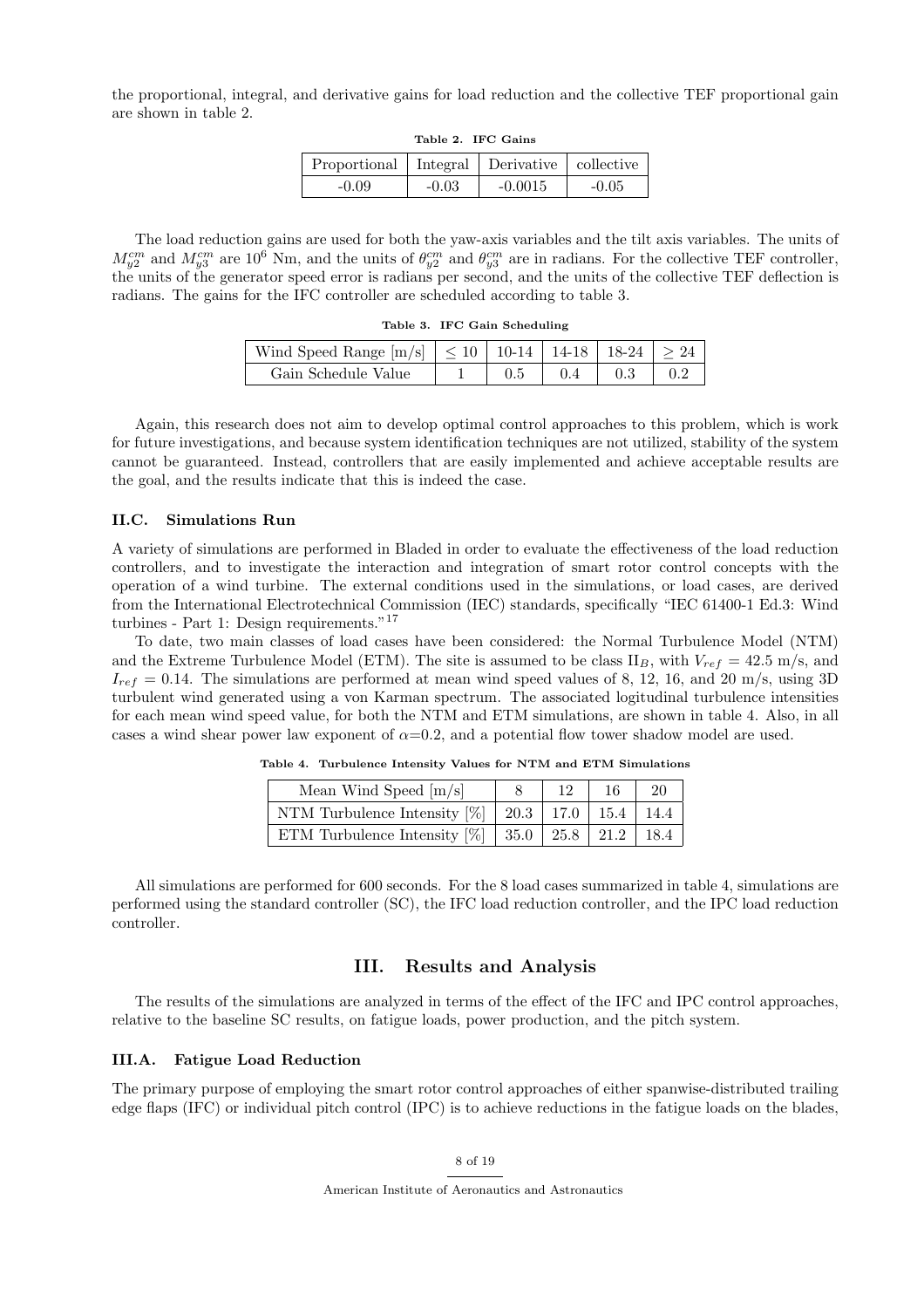the proportional, integral, and derivative gains for load reduction and the collective TEF proportional gain are shown in table 2.

**Table 2. IFC Gains**

| Proportional | Integral | Derivative | collective |
|---|---|---|---|
| -0.09 | -0.03 | -0.0015 | -0.05 |

The load reduction gains are used for both the yaw-axis variables and the tilt axis variables. The units of $M_{y2}^{cm}$ and $M_{y3}^{cm}$ are $10^6$ Nm, and the units of $\theta_{y2}^{cm}$ and $\theta_{y3}^{cm}$ are in radians. For the collective TEF controller, the units of the generator speed error is radians per second, and the units of the collective TEF deflection is radians. The gains for the IFC controller are scheduled according to table 3.

**Table 3. IFC Gain Scheduling**

| Wind Speed Range [m/s] | $\leq 10$ | 10-14 | 14-18 | 18-24 | $\geq 24$ |
|---|---|---|---|---|---|
| Gain Schedule Value | 1 | 0.5 | 0.4 | 0.3 | 0.2 |

Again, this research does not aim to develop optimal control approaches to this problem, which is work for future investigations, and because system identification techniques are not utilized, stability of the system cannot be guaranteed. Instead, controllers that are easily implemented and achieve acceptable results are the goal, and the results indicate that this is indeed the case.

### II.C. Simulations Run

A variety of simulations are performed in Bladed in order to evaluate the effectiveness of the load reduction controllers, and to investigate the interaction and integration of smart rotor control concepts with the operation of a wind turbine. The external conditions used in the simulations, or load cases, are derived from the International Electrotechnical Commission (IEC) standards, specifically "IEC 61400-1 Ed.3: Wind turbines - Part 1: Design requirements."[17]

To date, two main classes of load cases have been considered: the Normal Turbulence Model (NTM) and the Extreme Turbulence Model (ETM). The site is assumed to be class $\text{II}_B$, with $V_{ref} = 42.5$ m/s, and $I_{ref} = 0.14$. The simulations are performed at mean wind speed values of 8, 12, 16, and 20 m/s, using 3D turbulent wind generated using a von Karman spectrum. The associated logitudinal turbulence intensities for each mean wind speed value, for both the NTM and ETM simulations, are shown in table 4. Also, in all cases a wind shear power law exponent of $\alpha$=0.2, and a potential flow tower shadow model are used.

**Table 4. Turbulence Intensity Values for NTM and ETM Simulations**

| Mean Wind Speed [m/s] | 8 | 12 | 16 | 20 |
|---|---|---|---|---|
| NTM Turbulence Intensity [%] | 20.3 | 17.0 | 15.4 | 14.4 |
| ETM Turbulence Intensity [%] | 35.0 | 25.8 | 21.2 | 18.4 |

All simulations are performed for 600 seconds. For the 8 load cases summarized in table 4, simulations are performed using the standard controller (SC), the IFC load reduction controller, and the IPC load reduction controller.

## III. Results and Analysis

The results of the simulations are analyzed in terms of the effect of the IFC and IPC control approaches, relative to the baseline SC results, on fatigue loads, power production, and the pitch system.

### III.A. Fatigue Load Reduction

The primary purpose of employing the smart rotor control approaches of either spanwise-distributed trailing edge flaps (IFC) or individual pitch control (IPC) is to achieve reductions in the fatigue loads on the blades,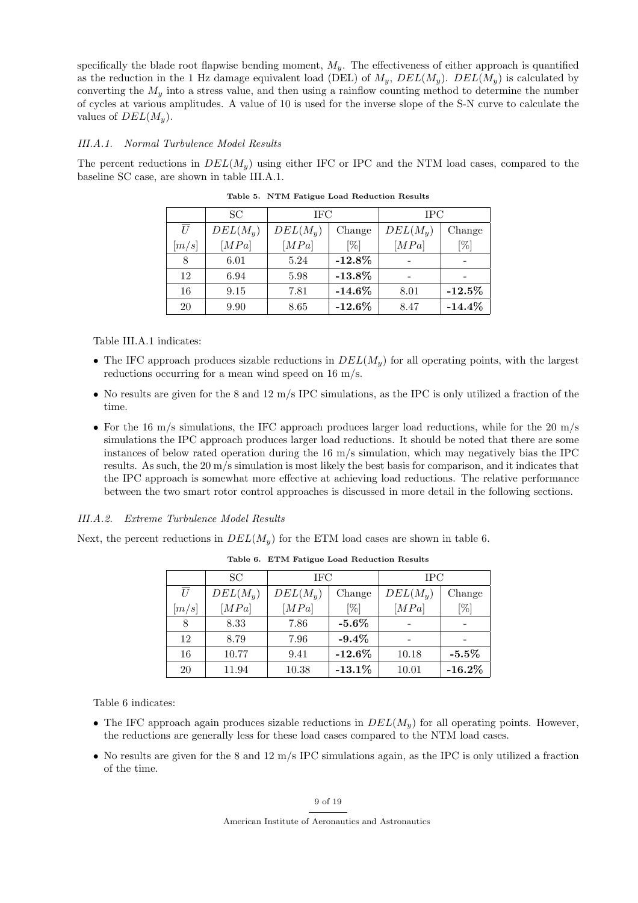specifically the blade root flapwise bending moment, $M_y$. The effectiveness of either approach is quantified as the reduction in the 1 Hz damage equivalent load (DEL) of $M_y$, $DEL(M_y)$. $DEL(M_y)$ is calculated by converting the $M_y$ into a stress value, and then using a rainflow counting method to determine the number of cycles at various amplitudes. A value of 10 is used for the inverse slope of the S-N curve to calculate the values of $DEL(M_y)$.

### *III.A.1. Normal Turbulence Model Results*

The percent reductions in $DEL(M_y)$ using either IFC or IPC and the NTM load cases, compared to the baseline SC case, are shown in table III.A.1.

**Table 5. NTM Fatigue Load Reduction Results**

| | SC | IFC | | IPC | |
|---|---|---|---|---|---|
| $\overline{U}$ | $DEL(M_y)$ | $DEL(M_y)$ | Change | $DEL(M_y)$ | Change |
| $[m/s]$ | $[MPa]$ | $[MPa]$ | [%] | $[MPa]$ | [%] |
| 8 | 6.01 | 5.24 | **-12.8%** | - | - |
| 12 | 6.94 | 5.98 | **-13.8%** | - | - |
| 16 | 9.15 | 7.81 | **-14.6%** | 8.01 | **-12.5%** |
| 20 | 9.90 | 8.65 | **-12.6%** | 8.47 | **-14.4%** |

Table III.A.1 indicates:

- The IFC approach produces sizable reductions in $DEL(M_y)$ for all operating points, with the largest reductions occurring for a mean wind speed on 16 m/s.
- No results are given for the 8 and 12 m/s IPC simulations, as the IPC is only utilized a fraction of the time.
- For the 16 m/s simulations, the IFC approach produces larger load reductions, while for the 20 m/s simulations the IPC approach produces larger load reductions. It should be noted that there are some instances of below rated operation during the 16 m/s simulation, which may negatively bias the IPC results. As such, the 20 m/s simulation is most likely the best basis for comparison, and it indicates that the IPC approach is somewhat more effective at achieving load reductions. The relative performance between the two smart rotor control approaches is discussed in more detail in the following sections.

### *III.A.2. Extreme Turbulence Model Results*

Next, the percent reductions in $DEL(M_y)$ for the ETM load cases are shown in table 6.

**Table 6. ETM Fatigue Load Reduction Results**

| | SC | IFC | | IPC | |
|---|---|---|---|---|---|
| $\overline{U}$ | $DEL(M_y)$ | $DEL(M_y)$ | Change | $DEL(M_y)$ | Change |
| $[m/s]$ | $[MPa]$ | $[MPa]$ | [%] | $[MPa]$ | [%] |
| 8 | 8.33 | 7.86 | **-5.6%** | - | - |
| 12 | 8.79 | 7.96 | **-9.4%** | - | - |
| 16 | 10.77 | 9.41 | **-12.6%** | 10.18 | **-5.5%** |
| 20 | 11.94 | 10.38 | **-13.1%** | 10.01 | **-16.2%** |

Table 6 indicates:

- The IFC approach again produces sizable reductions in $DEL(M_y)$ for all operating points. However, the reductions are generally less for these load cases compared to the NTM load cases.
- No results are given for the 8 and 12 m/s IPC simulations again, as the IPC is only utilized a fraction of the time.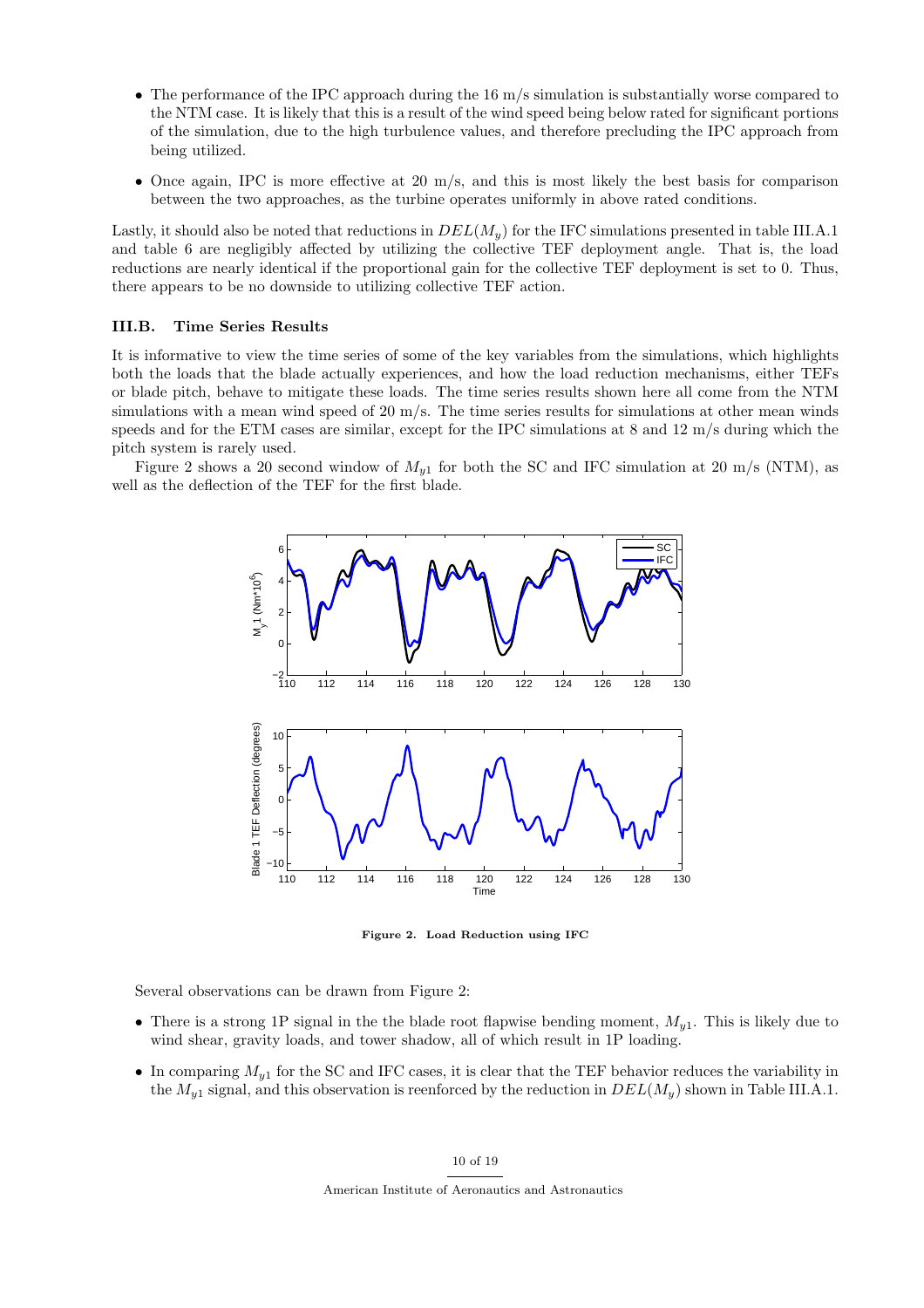- The performance of the IPC approach during the 16 m/s simulation is substantially worse compared to the NTM case. It is likely that this is a result of the wind speed being below rated for significant portions of the simulation, due to the high turbulence values, and therefore precluding the IPC approach from being utilized.
- Once again, IPC is more effective at 20 m/s, and this is most likely the best basis for comparison between the two approaches, as the turbine operates uniformly in above rated conditions.

Lastly, it should also be noted that reductions in $DEL(M_y)$ for the IFC simulations presented in table III.A.1 and table 6 are negligibly affected by utilizing the collective TEF deployment angle. That is, the load reductions are nearly identical if the proportional gain for the collective TEF deployment is set to 0. Thus, there appears to be no downside to utilizing collective TEF action.

### III.B. Time Series Results

It is informative to view the time series of some of the key variables from the simulations, which highlights both the loads that the blade actually experiences, and how the load reduction mechanisms, either TEFs or blade pitch, behave to mitigate these loads. The time series results shown here all come from the NTM simulations with a mean wind speed of 20 m/s. The time series results for simulations at other mean winds speeds and for the ETM cases are similar, except for the IPC simulations at 8 and 12 m/s during which the pitch system is rarely used.

Figure 2 shows a 20 second window of $M_{y1}$ for both the SC and IFC simulation at 20 m/s (NTM), as well as the deflection of the TEF for the first blade.

**Figure 2. Load Reduction using IFC**

Several observations can be drawn from Figure 2:

- There is a strong 1P signal in the the blade root flapwise bending moment, $M_{y1}$. This is likely due to wind shear, gravity loads, and tower shadow, all of which result in 1P loading.
- In comparing $M_{y1}$ for the SC and IFC cases, it is clear that the TEF behavior reduces the variability in the $M_{y1}$ signal, and this observation is reenforced by the reduction in $DEL(M_y)$ shown in Table III.A.1.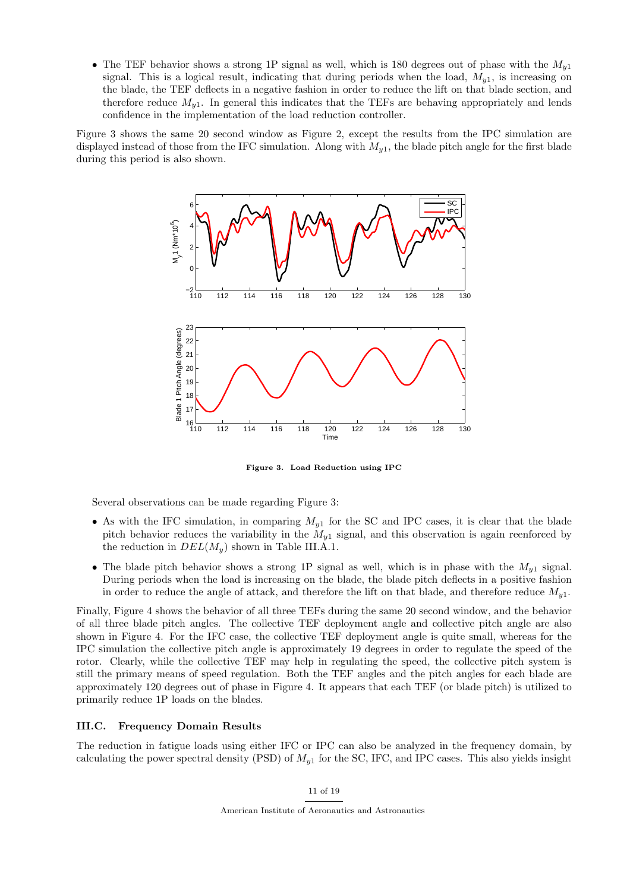- The TEF behavior shows a strong 1P signal as well, which is 180 degrees out of phase with the $M_{y1}$ signal. This is a logical result, indicating that during periods when the load, $M_{y1}$, is increasing on the blade, the TEF deflects in a negative fashion in order to reduce the lift on that blade section, and therefore reduce $M_{y1}$. In general this indicates that the TEFs are behaving appropriately and lends confidence in the implementation of the load reduction controller.

Figure 3 shows the same 20 second window as Figure 2, except the results from the IPC simulation are displayed instead of those from the IFC simulation. Along with $M_{y1}$, the blade pitch angle for the first blade during this period is also shown.

**Figure 3. Load Reduction using IPC**

Several observations can be made regarding Figure 3:

- As with the IFC simulation, in comparing $M_{y1}$ for the SC and IPC cases, it is clear that the blade pitch behavior reduces the variability in the $M_{y1}$ signal, and this observation is again reenforced by the reduction in $DEL(M_y)$ shown in Table III.A.1.
- The blade pitch behavior shows a strong 1P signal as well, which is in phase with the $M_{y1}$ signal. During periods when the load is increasing on the blade, the blade pitch deflects in a positive fashion in order to reduce the angle of attack, and therefore the lift on that blade, and therefore reduce $M_{y1}$.

Finally, Figure 4 shows the behavior of all three TEFs during the same 20 second window, and the behavior of all three blade pitch angles. The collective TEF deployment angle and collective pitch angle are also shown in Figure 4. For the IFC case, the collective TEF deployment angle is quite small, whereas for the IPC simulation the collective pitch angle is approximately 19 degrees in order to regulate the speed of the rotor. Clearly, while the collective TEF may help in regulating the speed, the collective pitch system is still the primary means of speed regulation. Both the TEF angles and the pitch angles for each blade are approximately 120 degrees out of phase in Figure 4. It appears that each TEF (or blade pitch) is utilized to primarily reduce 1P loads on the blades.

### III.C. Frequency Domain Results

The reduction in fatigue loads using either IFC or IPC can also be analyzed in the frequency domain, by calculating the power spectral density (PSD) of $M_{y1}$ for the SC, IFC, and IPC cases. This also yields insight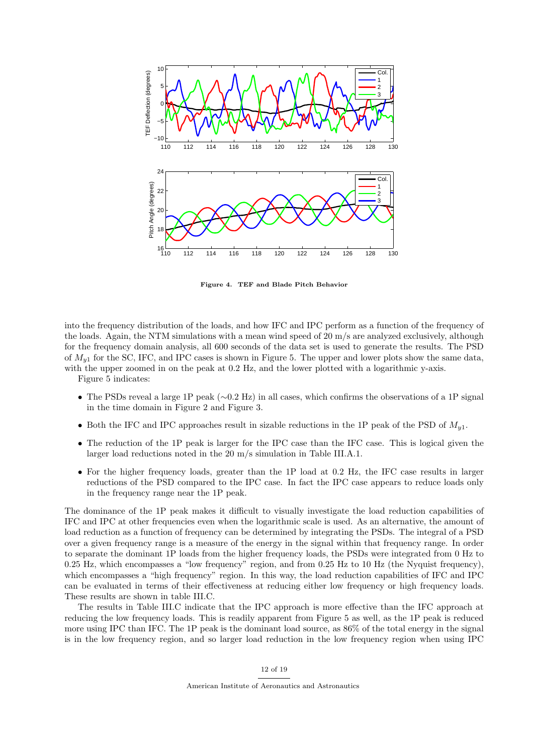Figure 4. TEF and Blade Pitch Behavior

into the frequency distribution of the loads, and how IFC and IPC perform as a function of the frequency of the loads. Again, the NTM simulations with a mean wind speed of 20 m/s are analyzed exclusively, although for the frequency domain analysis, all 600 seconds of the data set is used to generate the results. The PSD of $M_{y1}$ for the SC, IFC, and IPC cases is shown in Figure 5. The upper and lower plots show the same data, with the upper zoomed in on the peak at 0.2 Hz, and the lower plotted with a logarithmic y-axis.

Figure 5 indicates:

- The PSDs reveal a large 1P peak ($\sim$0.2 Hz) in all cases, which confirms the observations of a 1P signal in the time domain in Figure 2 and Figure 3.
- Both the IFC and IPC approaches result in sizable reductions in the 1P peak of the PSD of $M_{y1}$.
- The reduction of the 1P peak is larger for the IPC case than the IFC case. This is logical given the larger load reductions noted in the 20 m/s simulation in Table III.A.1.
- For the higher frequency loads, greater than the 1P load at 0.2 Hz, the IFC case results in larger reductions of the PSD compared to the IPC case. In fact the IPC case appears to reduce loads only in the frequency range near the 1P peak.

The dominance of the 1P peak makes it difficult to visually investigate the load reduction capabilities of IFC and IPC at other frequencies even when the logarithmic scale is used. As an alternative, the amount of load reduction as a function of frequency can be determined by integrating the PSDs. The integral of a PSD over a given frequency range is a measure of the energy in the signal within that frequency range. In order to separate the dominant 1P loads from the higher frequency loads, the PSDs were integrated from 0 Hz to 0.25 Hz, which encompasses a "low frequency" region, and from 0.25 Hz to 10 Hz (the Nyquist frequency), which encompasses a "high frequency" region. In this way, the load reduction capabilities of IFC and IPC can be evaluated in terms of their effectiveness at reducing either low frequency or high frequency loads. These results are shown in table III.C.

The results in Table III.C indicate that the IPC approach is more effective than the IFC approach at reducing the low frequency loads. This is readily apparent from Figure 5 as well, as the 1P peak is reduced more using IPC than IFC. The 1P peak is the dominant load source, as 86% of the total energy in the signal is in the low frequency region, and so larger load reduction in the low frequency region when using IPC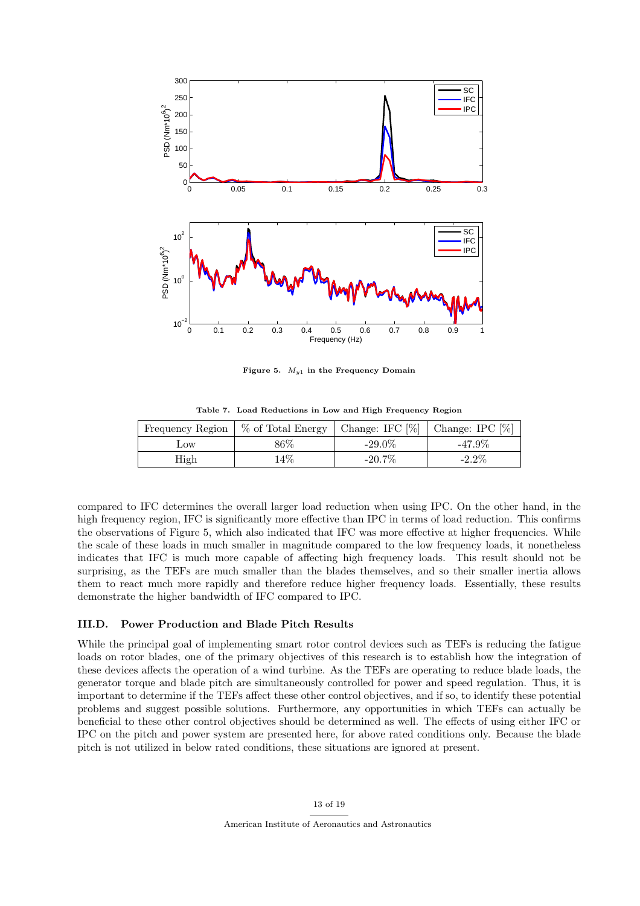Figure 5. $M_{y1}$ in the Frequency Domain

Table 7. Load Reductions in Low and High Frequency Region

| Frequency Region | % of Total Energy | Change: IFC [%] | Change: IPC [%] |
|---|---|---|---|
| Low | 86% | -29.0% | -47.9% |
| High | 14% | -20.7% | -2.2% |

compared to IFC determines the overall larger load reduction when using IPC. On the other hand, in the high frequency region, IFC is significantly more effective than IPC in terms of load reduction. This confirms the observations of Figure 5, which also indicated that IFC was more effective at higher frequencies. While the scale of these loads in much smaller in magnitude compared to the low frequency loads, it nonetheless indicates that IFC is much more capable of affecting high frequency loads. This result should not be surprising, as the TEFs are much smaller than the blades themselves, and so their smaller inertia allows them to react much more rapidly and therefore reduce higher frequency loads. Essentially, these results demonstrate the higher bandwidth of IFC compared to IPC.

### III.D. Power Production and Blade Pitch Results

While the principal goal of implementing smart rotor control devices such as TEFs is reducing the fatigue loads on rotor blades, one of the primary objectives of this research is to establish how the integration of these devices affects the operation of a wind turbine. As the TEFs are operating to reduce blade loads, the generator torque and blade pitch are simultaneously controlled for power and speed regulation. Thus, it is important to determine if the TEFs affect these other control objectives, and if so, to identify these potential problems and suggest possible solutions. Furthermore, any opportunities in which TEFs can actually be beneficial to these other control objectives should be determined as well. The effects of using either IFC or IPC on the pitch and power system are presented here, for above rated conditions only. Because the blade pitch is not utilized in below rated conditions, these situations are ignored at present.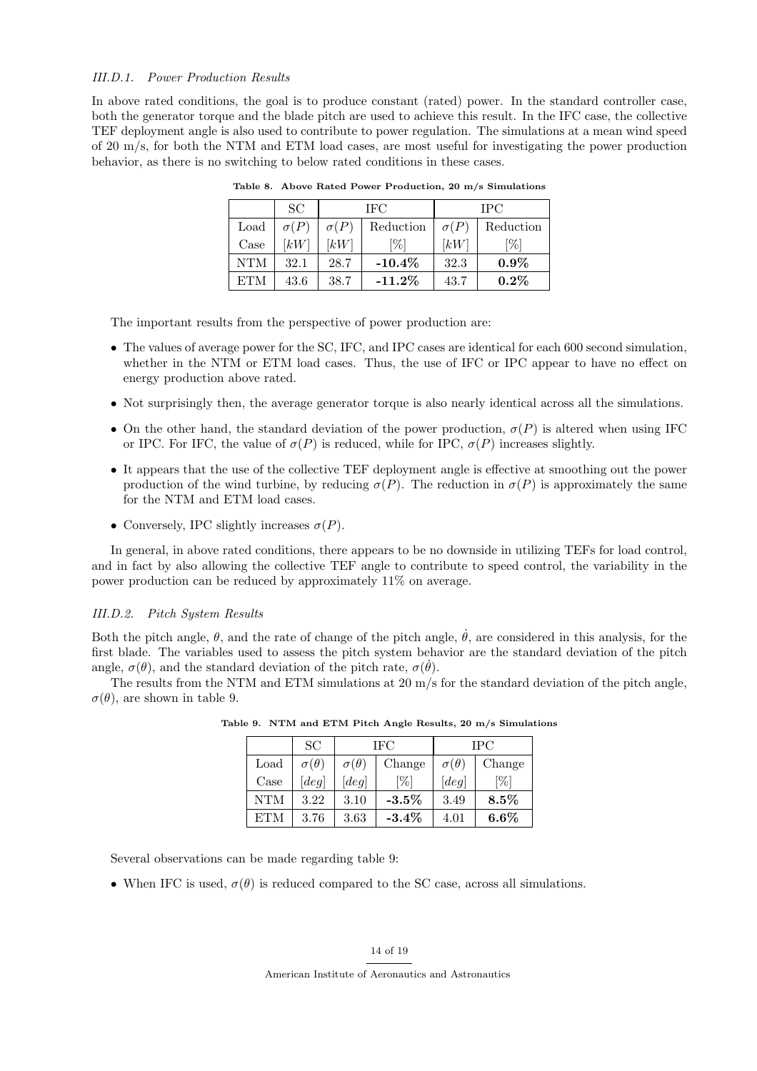#### III.D.1. Power Production Results

In above rated conditions, the goal is to produce constant (rated) power. In the standard controller case, both the generator torque and the blade pitch are used to achieve this result. In the IFC case, the collective TEF deployment angle is also used to contribute to power regulation. The simulations at a mean wind speed of 20 m/s, for both the NTM and ETM load cases, are most useful for investigating the power production behavior, as there is no switching to below rated conditions in these cases.

**Table 8. Above Rated Power Production, 20 m/s Simulations**

| | SC | IFC | | IPC | |
|---|---|---|---|---|---|
| Load | $\sigma(P)$ | $\sigma(P)$ | Reduction | $\sigma(P)$ | Reduction |
| Case | $[kW]$ | $[kW]$ | [%] | $[kW]$ | [%] |
| NTM | 32.1 | 28.7 | **-10.4%** | 32.3 | **0.9%** |
| ETM | 43.6 | 38.7 | **-11.2%** | 43.7 | **0.2%** |

The important results from the perspective of power production are:

- The values of average power for the SC, IFC, and IPC cases are identical for each 600 second simulation, whether in the NTM or ETM load cases. Thus, the use of IFC or IPC appear to have no effect on energy production above rated.
- Not surprisingly then, the average generator torque is also nearly identical across all the simulations.
- On the other hand, the standard deviation of the power production, $\sigma(P)$ is altered when using IFC or IPC. For IFC, the value of $\sigma(P)$ is reduced, while for IPC, $\sigma(P)$ increases slightly.
- It appears that the use of the collective TEF deployment angle is effective at smoothing out the power production of the wind turbine, by reducing $\sigma(P)$. The reduction in $\sigma(P)$ is approximately the same for the NTM and ETM load cases.
- Conversely, IPC slightly increases $\sigma(P)$.

In general, in above rated conditions, there appears to be no downside in utilizing TEFs for load control, and in fact by also allowing the collective TEF angle to contribute to speed control, the variability in the power production can be reduced by approximately 11% on average.

#### III.D.2. Pitch System Results

Both the pitch angle, $\theta$, and the rate of change of the pitch angle, $\dot{\theta}$, are considered in this analysis, for the first blade. The variables used to assess the pitch system behavior are the standard deviation of the pitch angle, $\sigma(\theta)$, and the standard deviation of the pitch rate, $\sigma(\dot{\theta})$.

The results from the NTM and ETM simulations at 20 m/s for the standard deviation of the pitch angle, $\sigma(\theta)$, are shown in table 9.

**Table 9. NTM and ETM Pitch Angle Results, 20 m/s Simulations**

| | SC | IFC | | IPC | |
|---|---|---|---|---|---|
| Load | $\sigma(\theta)$ | $\sigma(\theta)$ | Change | $\sigma(\theta)$ | Change |
| Case | $[deg]$ | $[deg]$ | [%] | $[deg]$ | [%] |
| NTM | 3.22 | 3.10 | **-3.5%** | 3.49 | **8.5%** |
| ETM | 3.76 | 3.63 | **-3.4%** | 4.01 | **6.6%** |

Several observations can be made regarding table 9:

- When IFC is used, $\sigma(\theta)$ is reduced compared to the SC case, across all simulations.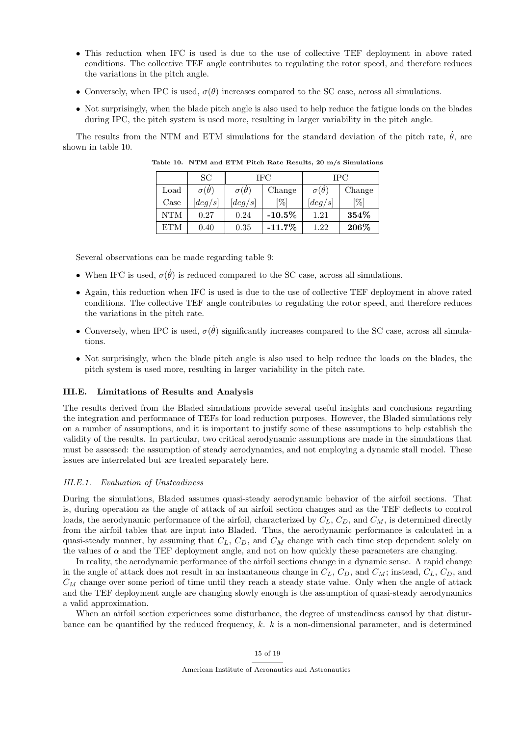- This reduction when IFC is used is due to the use of collective TEF deployment in above rated conditions. The collective TEF angle contributes to regulating the rotor speed, and therefore reduces the variations in the pitch angle.
- Conversely, when IPC is used, $\sigma(\theta)$ increases compared to the SC case, across all simulations.
- Not surprisingly, when the blade pitch angle is also used to help reduce the fatigue loads on the blades during IPC, the pitch system is used more, resulting in larger variability in the pitch angle.

The results from the NTM and ETM simulations for the standard deviation of the pitch rate, $\dot{\theta}$, are shown in table 10.

**Table 10. NTM and ETM Pitch Rate Results, 20 m/s Simulations**

| | SC | IFC | | IPC | |
|---|---|---|---|---|---|
| Load Case | $\sigma(\dot{\theta})$ $[deg/s]$ | $\sigma(\dot{\theta})$ $[deg/s]$ | Change [%] | $\sigma(\dot{\theta})$ $[deg/s]$ | Change [%] |
| NTM | 0.27 | 0.24 | **-10.5%** | 1.21 | **354%** |
| ETM | 0.40 | 0.35 | **-11.7%** | 1.22 | **206%** |

Several observations can be made regarding table 9:

- When IFC is used, $\sigma(\dot{\theta})$ is reduced compared to the SC case, across all simulations.
- Again, this reduction when IFC is used is due to the use of collective TEF deployment in above rated conditions. The collective TEF angle contributes to regulating the rotor speed, and therefore reduces the variations in the pitch rate.
- Conversely, when IPC is used, $\sigma(\dot{\theta})$ significantly increases compared to the SC case, across all simulations.
- Not surprisingly, when the blade pitch angle is also used to help reduce the loads on the blades, the pitch system is used more, resulting in larger variability in the pitch rate.

### III.E. Limitations of Results and Analysis

The results derived from the Bladed simulations provide several useful insights and conclusions regarding the integration and performance of TEFs for load reduction purposes. However, the Bladed simulations rely on a number of assumptions, and it is important to justify some of these assumptions to help establish the validity of the results. In particular, two critical aerodynamic assumptions are made in the simulations that must be assessed: the assumption of steady aerodynamics, and not employing a dynamic stall model. These issues are interrelated but are treated separately here.

#### *III.E.1. Evaluation of Unsteadiness*

During the simulations, Bladed assumes quasi-steady aerodynamic behavior of the airfoil sections. That is, during operation as the angle of attack of an airfoil section changes and as the TEF deflects to control loads, the aerodynamic performance of the airfoil, characterized by $C_L$, $C_D$, and $C_M$, is determined directly from the airfoil tables that are input into Bladed. Thus, the aerodynamic performance is calculated in a quasi-steady manner, by assuming that $C_L$, $C_D$, and $C_M$ change with each time step dependent solely on the values of $\alpha$ and the TEF deployment angle, and not on how quickly these parameters are changing.

In reality, the aerodynamic performance of the airfoil sections change in a dynamic sense. A rapid change in the angle of attack does not result in an instantaneous change in $C_L$, $C_D$, and $C_M$; instead, $C_L$, $C_D$, and $C_M$ change over some period of time until they reach a steady state value. Only when the angle of attack and the TEF deployment angle are changing slowly enough is the assumption of quasi-steady aerodynamics a valid approximation.

When an airfoil section experiences some disturbance, the degree of unsteadiness caused by that disturbance can be quantified by the reduced frequency, $k$. $k$ is a non-dimensional parameter, and is determined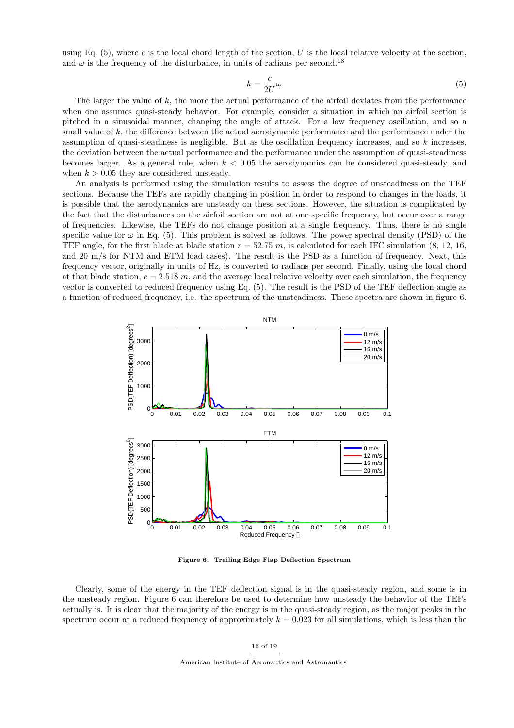using Eq. (5), where $c$ is the local chord length of the section, $U$ is the local relative velocity at the section, and $\omega$ is the frequency of the disturbance, in units of radians per second.[18]

$$k = \frac{c}{2U}\omega \tag{5}$$

The larger the value of $k$, the more the actual performance of the airfoil deviates from the performance when one assumes quasi-steady behavior. For example, consider a situation in which an airfoil section is pitched in a sinusoidal manner, changing the angle of attack. For a low frequency oscillation, and so a small value of $k$, the difference between the actual aerodynamic performance and the performance under the assumption of quasi-steadiness is negligible. But as the oscillation frequency increases, and so $k$ increases, the deviation between the actual performance and the performance under the assumption of quasi-steadiness becomes larger. As a general rule, when $k < 0.05$ the aerodynamics can be considered quasi-steady, and when $k > 0.05$ they are considered unsteady.

An analysis is performed using the simulation results to assess the degree of unsteadiness on the TEF sections. Because the TEFs are rapidly changing in position in order to respond to changes in the loads, it is possible that the aerodynamics are unsteady on these sections. However, the situation is complicated by the fact that the disturbances on the airfoil section are not at one specific frequency, but occur over a range of frequencies. Likewise, the TEFs do not change position at a single frequency. Thus, there is no single specific value for $\omega$ in Eq. (5). This problem is solved as follows. The power spectral density (PSD) of the TEF angle, for the first blade at blade station $r = 52.75$ $m$, is calculated for each IFC simulation (8, 12, 16, and 20 m/s for NTM and ETM load cases). The result is the PSD as a function of frequency. Next, this frequency vector, originally in units of Hz, is converted to radians per second. Finally, using the local chord at that blade station, $c = 2.518$ $m$, and the average local relative velocity over each simulation, the frequency vector is converted to reduced frequency using Eq. (5). The result is the PSD of the TEF deflection angle as a function of reduced frequency, i.e. the spectrum of the unsteadiness. These spectra are shown in figure 6.

**Figure 6. Trailing Edge Flap Deflection Spectrum**

Clearly, some of the energy in the TEF deflection signal is in the quasi-steady region, and some is in the unsteady region. Figure 6 can therefore be used to determine how unsteady the behavior of the TEFs actually is. It is clear that the majority of the energy is in the quasi-steady region, as the major peaks in the spectrum occur at a reduced frequency of approximately $k = 0.023$ for all simulations, which is less than the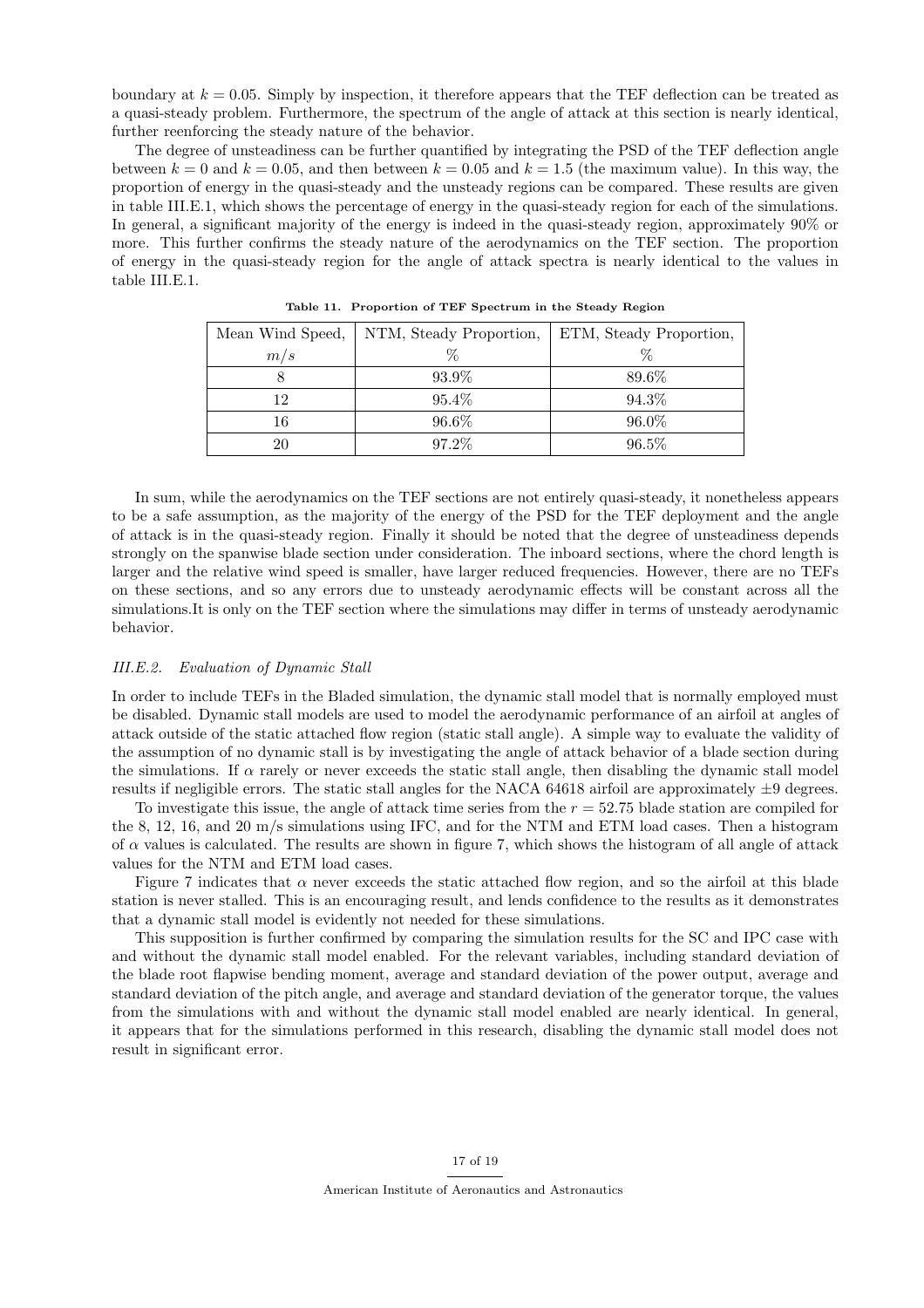boundary at $k = 0.05$. Simply by inspection, it therefore appears that the TEF deflection can be treated as a quasi-steady problem. Furthermore, the spectrum of the angle of attack at this section is nearly identical, further reenforcing the steady nature of the behavior.

The degree of unsteadiness can be further quantified by integrating the PSD of the TEF deflection angle between $k = 0$ and $k = 0.05$, and then between $k = 0.05$ and $k = 1.5$ (the maximum value). In this way, the proportion of energy in the quasi-steady and the unsteady regions can be compared. These results are given in table III.E.1, which shows the percentage of energy in the quasi-steady region for each of the simulations. In general, a significant majority of the energy is indeed in the quasi-steady region, approximately 90% or more. This further confirms the steady nature of the aerodynamics on the TEF section. The proportion of energy in the quasi-steady region for the angle of attack spectra is nearly identical to the values in table III.E.1.

**Table 11. Proportion of TEF Spectrum in the Steady Region**

| Mean Wind Speed, $m/s$ | NTM, Steady Proportion, % | ETM, Steady Proportion, % |
|---|---|---|
| 8 | 93.9% | 89.6% |
| 12 | 95.4% | 94.3% |
| 16 | 96.6% | 96.0% |
| 20 | 97.2% | 96.5% |

In sum, while the aerodynamics on the TEF sections are not entirely quasi-steady, it nonetheless appears to be a safe assumption, as the majority of the energy of the PSD for the TEF deployment and the angle of attack is in the quasi-steady region. Finally it should be noted that the degree of unsteadiness depends strongly on the spanwise blade section under consideration. The inboard sections, where the chord length is larger and the relative wind speed is smaller, have larger reduced frequencies. However, there are no TEFs on these sections, and so any errors due to unsteady aerodynamic effects will be constant across all the simulations.It is only on the TEF section where the simulations may differ in terms of unsteady aerodynamic behavior.

### *III.E.2. Evaluation of Dynamic Stall*

In order to include TEFs in the Bladed simulation, the dynamic stall model that is normally employed must be disabled. Dynamic stall models are used to model the aerodynamic performance of an airfoil at angles of attack outside of the static attached flow region (static stall angle). A simple way to evaluate the validity of the assumption of no dynamic stall is by investigating the angle of attack behavior of a blade section during the simulations. If $\alpha$ rarely or never exceeds the static stall angle, then disabling the dynamic stall model results if negligible errors. The static stall angles for the NACA 64618 airfoil are approximately $\pm 9$ degrees.

To investigate this issue, the angle of attack time series from the $r = 52.75$ blade station are compiled for the 8, 12, 16, and 20 m/s simulations using IFC, and for the NTM and ETM load cases. Then a histogram of $\alpha$ values is calculated. The results are shown in figure 7, which shows the histogram of all angle of attack values for the NTM and ETM load cases.

Figure 7 indicates that $\alpha$ never exceeds the static attached flow region, and so the airfoil at this blade station is never stalled. This is an encouraging result, and lends confidence to the results as it demonstrates that a dynamic stall model is evidently not needed for these simulations.

This supposition is further confirmed by comparing the simulation results for the SC and IPC case with and without the dynamic stall model enabled. For the relevant variables, including standard deviation of the blade root flapwise bending moment, average and standard deviation of the power output, average and standard deviation of the pitch angle, and average and standard deviation of the generator torque, the values from the simulations with and without the dynamic stall model enabled are nearly identical. In general, it appears that for the simulations performed in this research, disabling the dynamic stall model does not result in significant error.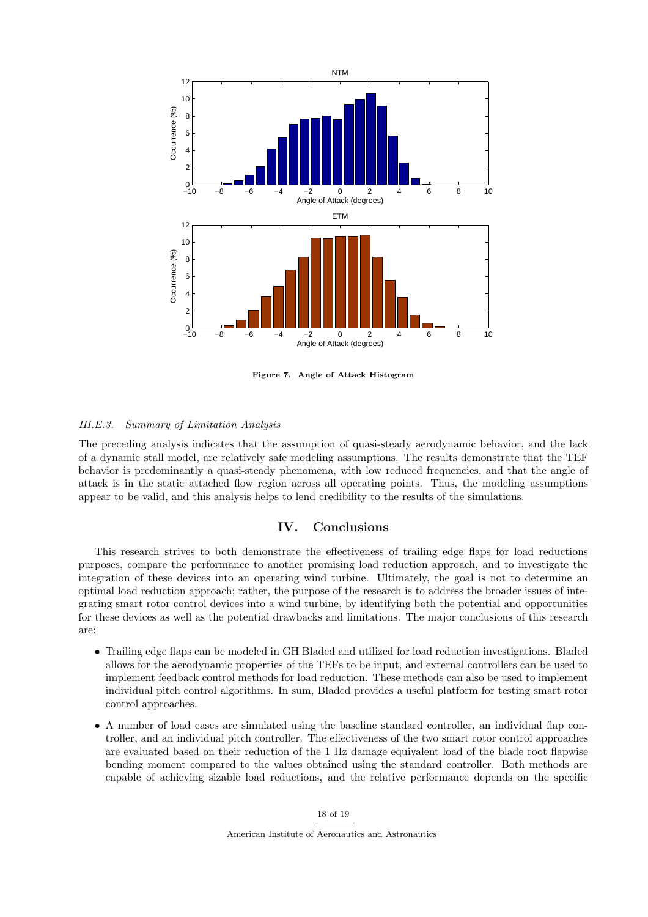NTM

Occurrence (%)

12
10
8
6
4
2
0

−10 −8 −6 −4 −2 0 2 4 6 8 10

Angle of Attack (degrees)

ETM

Occurrence (%)

12
10
8
6
4
2
0

−10 −8 −6 −4 −2 0 2 4 6 8 10

Angle of Attack (degrees)

**Figure 7. Angle of Attack Histogram**

### *III.E.3. Summary of Limitation Analysis*

The preceding analysis indicates that the assumption of quasi-steady aerodynamic behavior, and the lack of a dynamic stall model, are relatively safe modeling assumptions. The results demonstrate that the TEF behavior is predominantly a quasi-steady phenomena, with low reduced frequencies, and that the angle of attack is in the static attached flow region across all operating points. Thus, the modeling assumptions appear to be valid, and this analysis helps to lend credibility to the results of the simulations.

## IV. Conclusions

This research strives to both demonstrate the effectiveness of trailing edge flaps for load reductions purposes, compare the performance to another promising load reduction approach, and to investigate the integration of these devices into an operating wind turbine. Ultimately, the goal is not to determine an optimal load reduction approach; rather, the purpose of the research is to address the broader issues of integrating smart rotor control devices into a wind turbine, by identifying both the potential and opportunities for these devices as well as the potential drawbacks and limitations. The major conclusions of this research are:

- Trailing edge flaps can be modeled in GH Bladed and utilized for load reduction investigations. Bladed allows for the aerodynamic properties of the TEFs to be input, and external controllers can be used to implement feedback control methods for load reduction. These methods can also be used to implement individual pitch control algorithms. In sum, Bladed provides a useful platform for testing smart rotor control approaches.
- A number of load cases are simulated using the baseline standard controller, an individual flap controller, and an individual pitch controller. The effectiveness of the two smart rotor control approaches are evaluated based on their reduction of the 1 Hz damage equivalent load of the blade root flapwise bending moment compared to the values obtained using the standard controller. Both methods are capable of achieving sizable load reductions, and the relative performance depends on the specific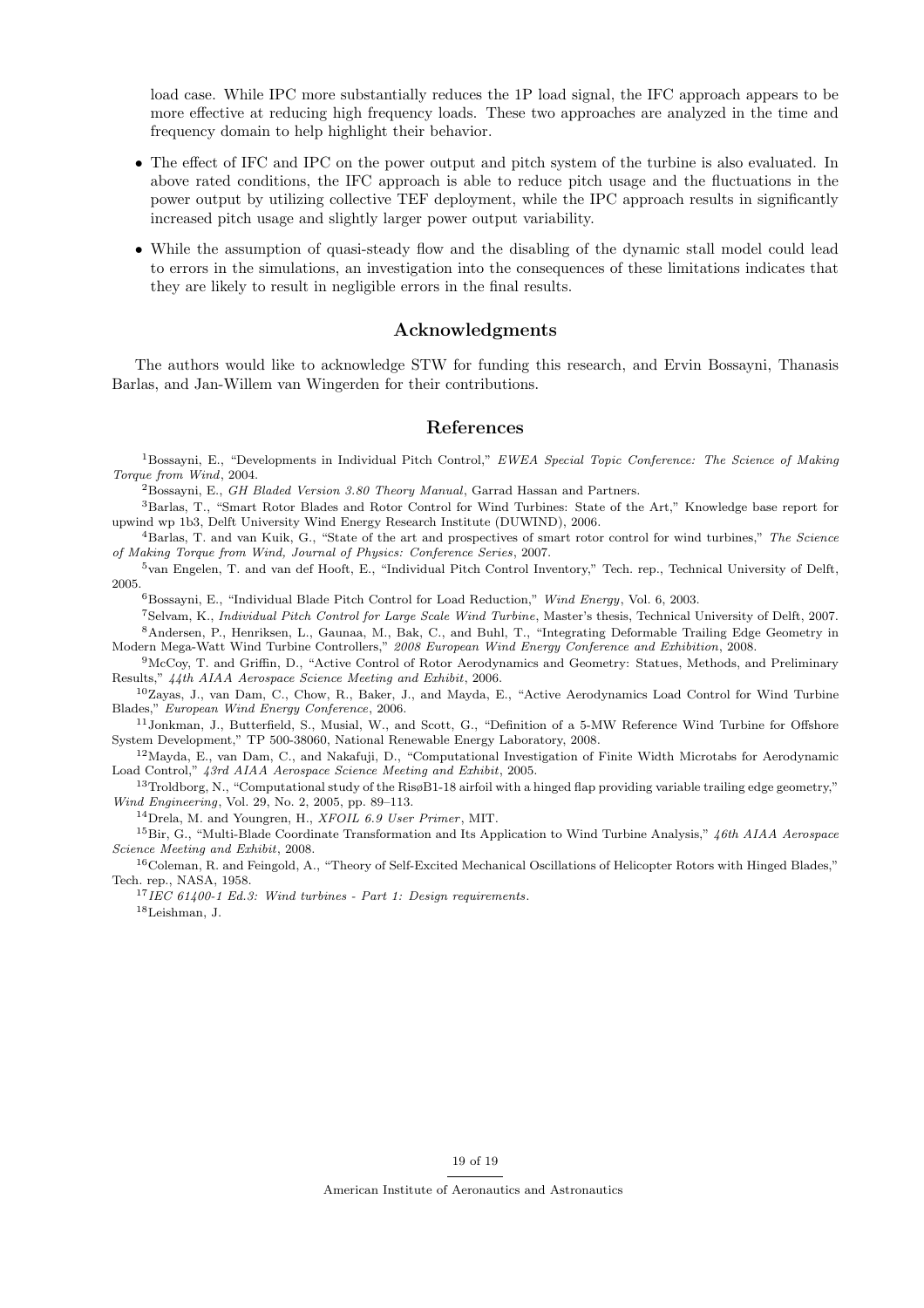load case. While IPC more substantially reduces the 1P load signal, the IFC approach appears to be more effective at reducing high frequency loads. These two approaches are analyzed in the time and frequency domain to help highlight their behavior.

- The effect of IFC and IPC on the power output and pitch system of the turbine is also evaluated. In above rated conditions, the IFC approach is able to reduce pitch usage and the fluctuations in the power output by utilizing collective TEF deployment, while the IPC approach results in significantly increased pitch usage and slightly larger power output variability.
- While the assumption of quasi-steady flow and the disabling of the dynamic stall model could lead to errors in the simulations, an investigation into the consequences of these limitations indicates that they are likely to result in negligible errors in the final results.

## Acknowledgments

The authors would like to acknowledge STW for funding this research, and Ervin Bossayni, Thanasis Barlas, and Jan-Willem van Wingerden for their contributions.

## References

[1] Bossayni, E., "Developments in Individual Pitch Control," *EWEA Special Topic Conference: The Science of Making Torque from Wind*, 2004.

[2] Bossayni, E., *GH Bladed Version 3.80 Theory Manual*, Garrad Hassan and Partners.

[3] Barlas, T., "Smart Rotor Blades and Rotor Control for Wind Turbines: State of the Art," Knowledge base report for upwind wp 1b3, Delft University Wind Energy Research Institute (DUWIND), 2006.

[4] Barlas, T. and van Kuik, G., "State of the art and prospectives of smart rotor control for wind turbines," *The Science of Making Torque from Wind, Journal of Physics: Conference Series*, 2007.

[5] van Engelen, T. and van def Hooft, E., "Individual Pitch Control Inventory," Tech. rep., Technical University of Delft, 2005.

[6] Bossayni, E., "Individual Blade Pitch Control for Load Reduction," *Wind Energy*, Vol. 6, 2003.

[7] Selvam, K., *Individual Pitch Control for Large Scale Wind Turbine*, Master's thesis, Technical University of Delft, 2007.

[8] Andersen, P., Henriksen, L., Gaunaa, M., Bak, C., and Buhl, T., "Integrating Deformable Trailing Edge Geometry in Modern Mega-Watt Wind Turbine Controllers," *2008 European Wind Energy Conference and Exhibition*, 2008.

[9] McCoy, T. and Griffin, D., "Active Control of Rotor Aerodynamics and Geometry: Statues, Methods, and Preliminary Results," *44th AIAA Aerospace Science Meeting and Exhibit*, 2006.

[10] Zayas, J., van Dam, C., Chow, R., Baker, J., and Mayda, E., "Active Aerodynamics Load Control for Wind Turbine Blades," *European Wind Energy Conference*, 2006.

[11] Jonkman, J., Butterfield, S., Musial, W., and Scott, G., "Definition of a 5-MW Reference Wind Turbine for Offshore System Development," TP 500-38060, National Renewable Energy Laboratory, 2008.

[12] Mayda, E., van Dam, C., and Nakafuji, D., "Computational Investigation of Finite Width Microtabs for Aerodynamic Load Control," *43rd AIAA Aerospace Science Meeting and Exhibit*, 2005.

[13] Troldborg, N., "Computational study of the RisøB1-18 airfoil with a hinged flap providing variable trailing edge geometry," *Wind Engineering*, Vol. 29, No. 2, 2005, pp. 89–113.

[14] Drela, M. and Youngren, H., *XFOIL 6.9 User Primer*, MIT.

[15] Bir, G., "Multi-Blade Coordinate Transformation and Its Application to Wind Turbine Analysis," *46th AIAA Aerospace Science Meeting and Exhibit*, 2008.

[16] Coleman, R. and Feingold, A., "Theory of Self-Excited Mechanical Oscillations of Helicopter Rotors with Hinged Blades," Tech. rep., NASA, 1958.

[17] *IEC 61400-1 Ed.3: Wind turbines - Part 1: Design requirements*.

[18] Leishman, J.